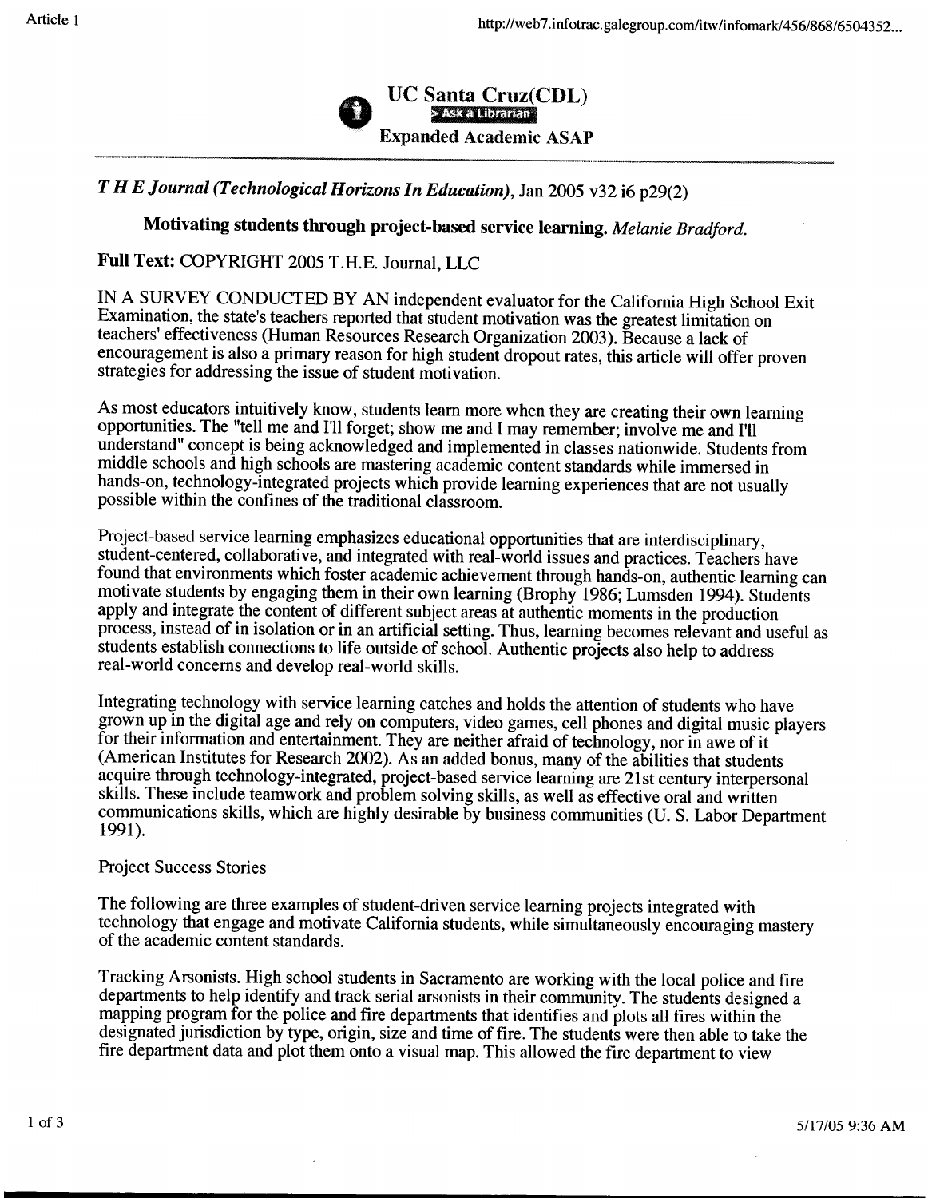UC Santa Cruz(CDL)

Expanded Academic ASAP

*T H E Journal (Technological Horizons In Education)*, Jan 2005 v32 i6 p29(2)

## Motivating students through project-based service learning. *Melanie Bradford.*

**Full Text:** COPYRIGHT 2005 T.H.E. Journal, LLC

IN A SURVEY CONDUCTED BY AN independent evaluator for the California High School Exit Examination, the state's teachers reported that student motivation was the greatest limitation on teachers' effectiveness (Human Resources Research Organization 2003). Because a lack of encouragement is also a primary reason for high student dropout rates, this article will offer proven strategies for addressing the issue of student motivation.

As most educators intuitively know, students learn more when they are creating their own learning opportunities. The "tell me and I'll forget; show me and I may remember; involve me and I'll understand" concept is being acknowledged and implemented in classes nationwide. Students from middle schools and high schools are mastering academic content standards while immersed in hands-on, technology-integrated projects which provide learning experiences that are not usually possible within the confines of the traditional classroom.

Project-based service learning emphasizes educational opportunities that are interdisciplinary, student-centered, collaborative, and integrated with real-world issues and practices. Teachers have found that environments which foster academic achievement through hands-on, authentic learning can motivate students by engaging them in their own learning (Brophy 1986; Lumsden 1994). Students apply and integrate the content of different subject areas at authentic moments in the production process, instead of in isolation or in an artificial setting. Thus, learning becomes relevant and useful as students establish connections to life outside of school. Authentic projects also help to address real-world concerns and develop real-world skills.

Integrating technology with service learning catches and holds the attention of students who have grown up in the digital age and rely on computers, video games, cell phones and digital music players for their information and entertainment. They are neither afraid of technology, nor in awe of it (American Institutes for Research 2002). As an added bonus, many of the abilities that students acquire through technology-integrated, project-based service learning are 21st century interpersonal skills. These include teamwork and problem solving skills, as well as effective oral and written communications skills, which are highly desirable by business communities (U. S. Labor Department 1991).

### Project Success Stories

The following are three examples of student-driven service learning projects integrated with technology that engage and motivate California students, while simultaneously encouraging mastery of the academic content standards.

Tracking Arsonists. High school students in Sacramento are working with the local police and fire departments to help identify and track serial arsonists in their community. The students designed a mapping program for the police and fire departments that identifies and plots all fires within the designated jurisdiction by type, origin, size and time of fire. The students were then able to take the fire department data and plot them onto a visual map. This allowed the fire department to view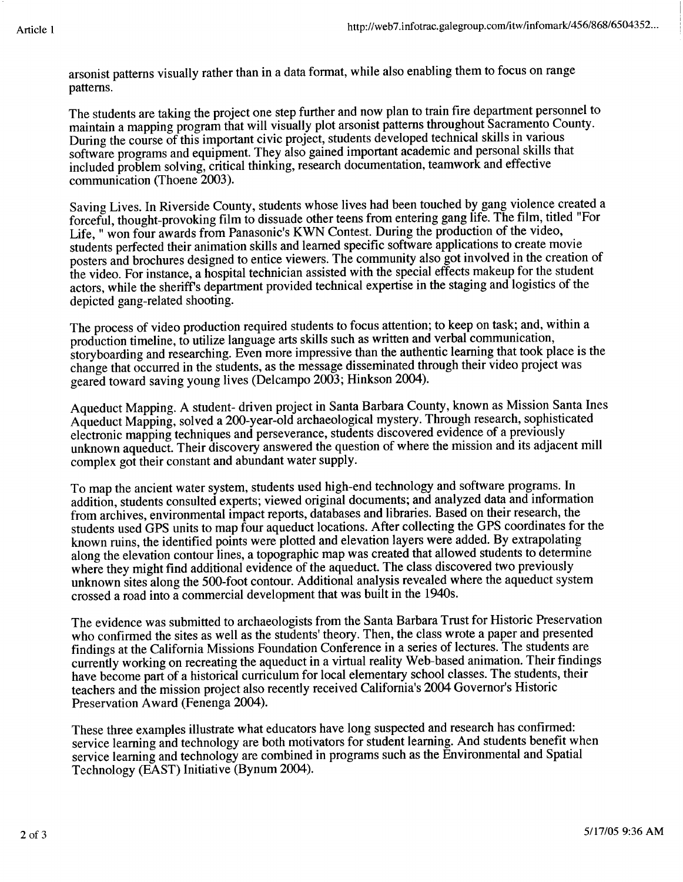arsonist patterns visually rather than in a data format, while also enabling them to focus on range patterns.

The students are taking the project one step further and now plan to train fire department personnel to maintain a mapping program that will visually plot arsonist patterns throughout Sacramento County. During the course of this important civic project, students developed technical skills in various software programs and equipment. They also gained important academic and personal skills that included problem solving, critical thinking, research documentation, teamwork and effective communication (Thoene 2003).

Saving Lives. In Riverside County, students whose lives had been touched by gang violence created a forceful, thought-provoking film to dissuade other teens from entering gang life. The film, titled "For Life, " won four awards from Panasonic's KWN Contest. During the production of the video, students perfected their animation skills and learned specific software applications to create movie posters and brochures designed to entice viewers. The community also got involved in the creation of the video. For instance, a hospital technician assisted with the special effects makeup for the student actors, while the sheriff's department provided technical expertise in the staging and logistics of the depicted gang-related shooting.

The process of video production required students to focus attention; to keep on task; and, within a production timeline, to utilize language arts skills such as written and verbal communication, storyboarding and researching. Even more impressive than the authentic learning that took place is the change that occurred in the students, as the message disseminated through their video project was geared toward saving young lives (Delcampo 2003; Hinkson 2004).

Aqueduct Mapping. A student- driven project in Santa Barbara County, known as Mission Santa Ines Aqueduct Mapping, solved a 200-year-old archaeological mystery. Through research, sophisticated electronic mapping techniques and perseverance, students discovered evidence of a previously unknown aqueduct. Their discovery answered the question of where the mission and its adjacent mill complex got their constant and abundant water supply.

To map the ancient water system, students used high-end technology and software programs. In addition, students consulted experts; viewed original documents; and analyzed data and information from archives, environmental impact reports, databases and libraries. Based on their research, the students used GPS units to map four aqueduct locations. After collecting the GPS coordinates for the known ruins, the identified points were plotted and elevation layers were added. By extrapolating along the elevation contour lines, a topographic map was created that allowed students to determine where they might find additional evidence of the aqueduct. The class discovered two previously unknown sites along the 500-foot contour. Additional analysis revealed where the aqueduct system crossed a road into a commercial development that was built in the 1940s.

The evidence was submitted to archaeologists from the Santa Barbara Trust for Historic Preservation who confirmed the sites as well as the students' theory. Then, the class wrote a paper and presented findings at the California Missions Foundation Conference in a series of lectures. The students are currently working on recreating the aqueduct in a virtual reality Web-based animation. Their findings have become part of a historical curriculum for local elementary school classes. The students, their teachers and the mission project also recently received California's 2004 Governor's Historic Preservation Award (Fenenga 2004).

These three examples illustrate what educators have long suspected and research has confirmed: service learning and technology are both motivators for student learning. And students benefit when service learning and technology are combined in programs such as the Environmental and Spatial Technology (EAST) Initiative (Bynum 2004).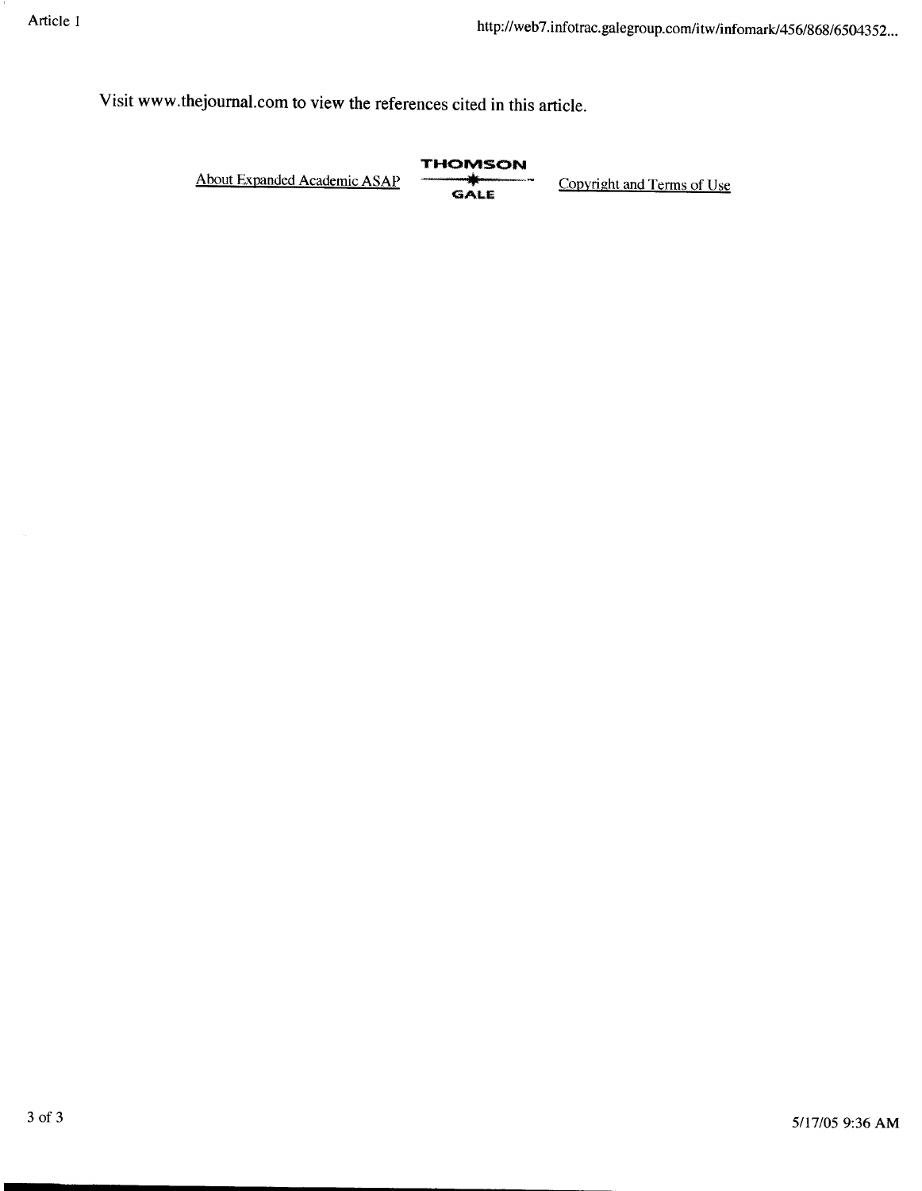Visit www.thejournal.com to view the references cited in this article.

About Expanded Academic ASAP    THOMSON GALE    Copyright and Terms of Use